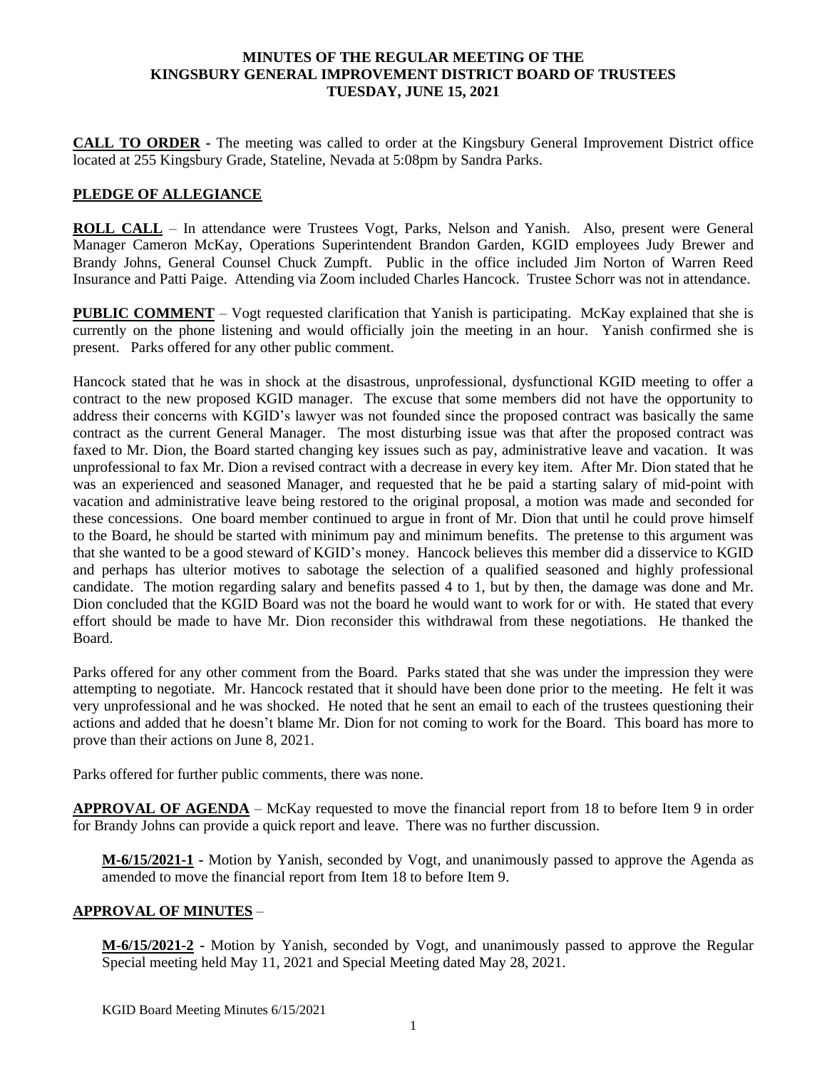# MINUTES OF THE REGULAR MEETING OF THE KINGSBURY GENERAL IMPROVEMENT DISTRICT BOARD OF TRUSTEES TUESDAY, JUNE 15, 2021

**CALL TO ORDER** - The meeting was called to order at the Kingsbury General Improvement District office located at 255 Kingsbury Grade, Stateline, Nevada at 5:08pm by Sandra Parks.

**PLEDGE OF ALLEGIANCE**

**ROLL CALL** – In attendance were Trustees Vogt, Parks, Nelson and Yanish. Also, present were General Manager Cameron McKay, Operations Superintendent Brandon Garden, KGID employees Judy Brewer and Brandy Johns, General Counsel Chuck Zumpft. Public in the office included Jim Norton of Warren Reed Insurance and Patti Paige. Attending via Zoom included Charles Hancock. Trustee Schorr was not in attendance.

**PUBLIC COMMENT** – Vogt requested clarification that Yanish is participating. McKay explained that she is currently on the phone listening and would officially join the meeting in an hour. Yanish confirmed she is present. Parks offered for any other public comment.

Hancock stated that he was in shock at the disastrous, unprofessional, dysfunctional KGID meeting to offer a contract to the new proposed KGID manager. The excuse that some members did not have the opportunity to address their concerns with KGID's lawyer was not founded since the proposed contract was basically the same contract as the current General Manager. The most disturbing issue was that after the proposed contract was faxed to Mr. Dion, the Board started changing key issues such as pay, administrative leave and vacation. It was unprofessional to fax Mr. Dion a revised contract with a decrease in every key item. After Mr. Dion stated that he was an experienced and seasoned Manager, and requested that he be paid a starting salary of mid-point with vacation and administrative leave being restored to the original proposal, a motion was made and seconded for these concessions. One board member continued to argue in front of Mr. Dion that until he could prove himself to the Board, he should be started with minimum pay and minimum benefits. The pretense to this argument was that she wanted to be a good steward of KGID's money. Hancock believes this member did a disservice to KGID and perhaps has ulterior motives to sabotage the selection of a qualified seasoned and highly professional candidate. The motion regarding salary and benefits passed 4 to 1, but by then, the damage was done and Mr. Dion concluded that the KGID Board was not the board he would want to work for or with. He stated that every effort should be made to have Mr. Dion reconsider this withdrawal from these negotiations. He thanked the Board.

Parks offered for any other comment from the Board. Parks stated that she was under the impression they were attempting to negotiate. Mr. Hancock restated that it should have been done prior to the meeting. He felt it was very unprofessional and he was shocked. He noted that he sent an email to each of the trustees questioning their actions and added that he doesn't blame Mr. Dion for not coming to work for the Board. This board has more to prove than their actions on June 8, 2021.

Parks offered for further public comments, there was none.

**APPROVAL OF AGENDA** – McKay requested to move the financial report from 18 to before Item 9 in order for Brandy Johns can provide a quick report and leave. There was no further discussion.

**M-6/15/2021-1** - Motion by Yanish, seconded by Vogt, and unanimously passed to approve the Agenda as amended to move the financial report from Item 18 to before Item 9.

**APPROVAL OF MINUTES** –

**M-6/15/2021-2** - Motion by Yanish, seconded by Vogt, and unanimously passed to approve the Regular Special meeting held May 11, 2021 and Special Meeting dated May 28, 2021.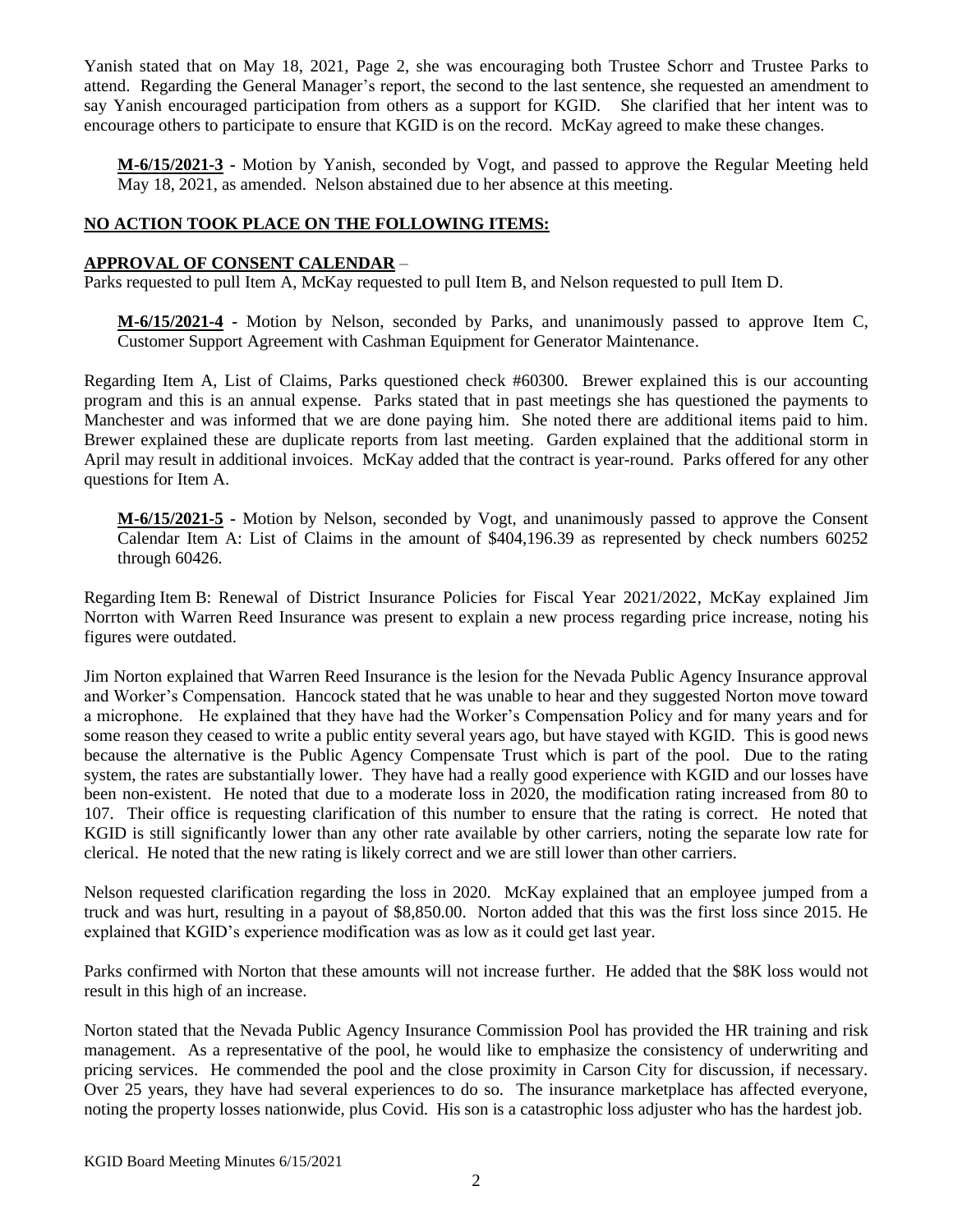Yanish stated that on May 18, 2021, Page 2, she was encouraging both Trustee Schorr and Trustee Parks to attend. Regarding the General Manager's report, the second to the last sentence, she requested an amendment to say Yanish encouraged participation from others as a support for KGID. She clarified that her intent was to encourage others to participate to ensure that KGID is on the record. McKay agreed to make these changes.

> **M-6/15/2021-3** - Motion by Yanish, seconded by Vogt, and passed to approve the Regular Meeting held May 18, 2021, as amended. Nelson abstained due to her absence at this meeting.

**NO ACTION TOOK PLACE ON THE FOLLOWING ITEMS:**

**APPROVAL OF CONSENT CALENDAR** –

Parks requested to pull Item A, McKay requested to pull Item B, and Nelson requested to pull Item D.

> **M-6/15/2021-4** - Motion by Nelson, seconded by Parks, and unanimously passed to approve Item C, Customer Support Agreement with Cashman Equipment for Generator Maintenance.

Regarding Item A, List of Claims, Parks questioned check #60300. Brewer explained this is our accounting program and this is an annual expense. Parks stated that in past meetings she has questioned the payments to Manchester and was informed that we are done paying him. She noted there are additional items paid to him. Brewer explained these are duplicate reports from last meeting. Garden explained that the additional storm in April may result in additional invoices. McKay added that the contract is year-round. Parks offered for any other questions for Item A.

> **M-6/15/2021-5** - Motion by Nelson, seconded by Vogt, and unanimously passed to approve the Consent Calendar Item A: List of Claims in the amount of $404,196.39 as represented by check numbers 60252 through 60426.

Regarding Item B: Renewal of District Insurance Policies for Fiscal Year 2021/2022, McKay explained Jim Norrton with Warren Reed Insurance was present to explain a new process regarding price increase, noting his figures were outdated.

Jim Norton explained that Warren Reed Insurance is the lesion for the Nevada Public Agency Insurance approval and Worker's Compensation. Hancock stated that he was unable to hear and they suggested Norton move toward a microphone. He explained that they have had the Worker's Compensation Policy and for many years and for some reason they ceased to write a public entity several years ago, but have stayed with KGID. This is good news because the alternative is the Public Agency Compensate Trust which is part of the pool. Due to the rating system, the rates are substantially lower. They have had a really good experience with KGID and our losses have been non-existent. He noted that due to a moderate loss in 2020, the modification rating increased from 80 to 107. Their office is requesting clarification of this number to ensure that the rating is correct. He noted that KGID is still significantly lower than any other rate available by other carriers, noting the separate low rate for clerical. He noted that the new rating is likely correct and we are still lower than other carriers.

Nelson requested clarification regarding the loss in 2020. McKay explained that an employee jumped from a truck and was hurt, resulting in a payout of $8,850.00. Norton added that this was the first loss since 2015. He explained that KGID's experience modification was as low as it could get last year.

Parks confirmed with Norton that these amounts will not increase further. He added that the $8K loss would not result in this high of an increase.

Norton stated that the Nevada Public Agency Insurance Commission Pool has provided the HR training and risk management. As a representative of the pool, he would like to emphasize the consistency of underwriting and pricing services. He commended the pool and the close proximity in Carson City for discussion, if necessary. Over 25 years, they have had several experiences to do so. The insurance marketplace has affected everyone, noting the property losses nationwide, plus Covid. His son is a catastrophic loss adjuster who has the hardest job.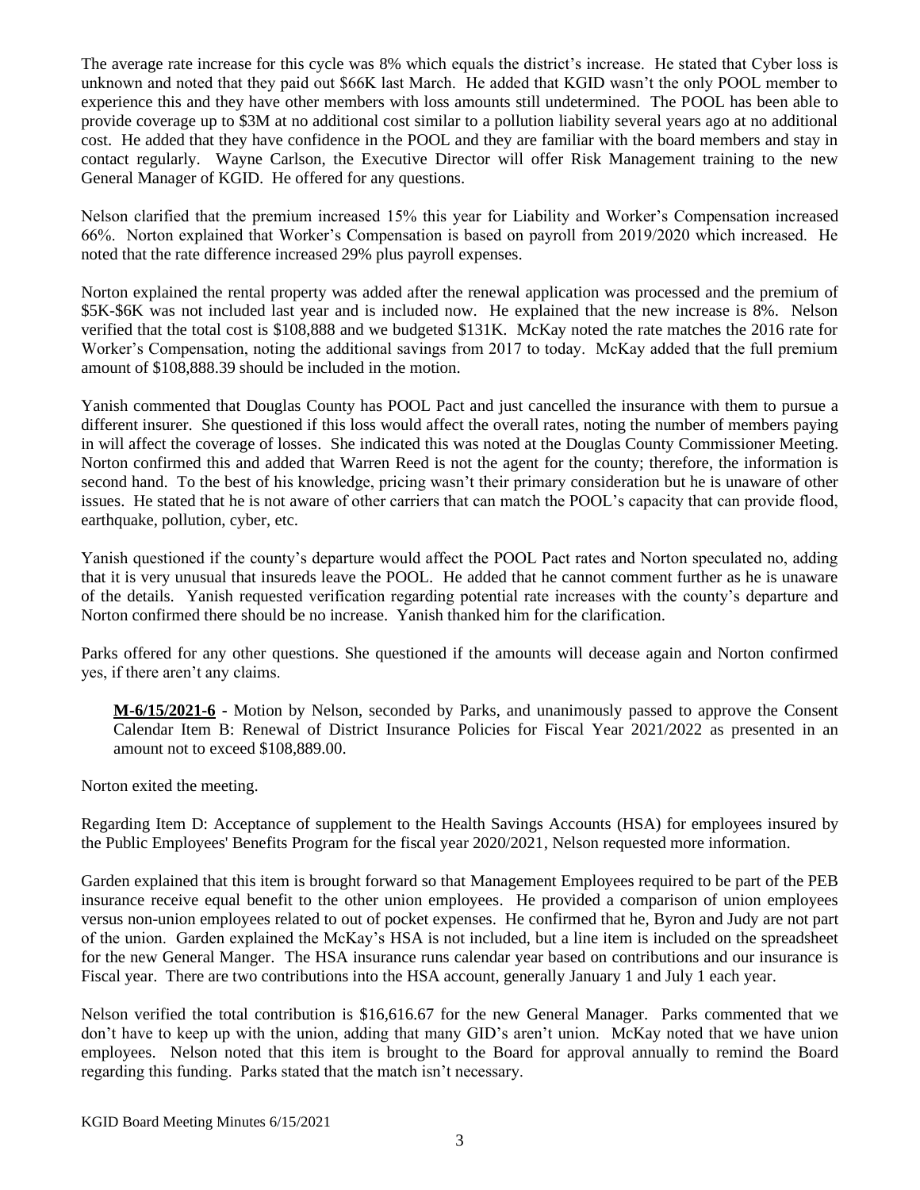The average rate increase for this cycle was 8% which equals the district's increase. He stated that Cyber loss is unknown and noted that they paid out $66K last March. He added that KGID wasn't the only POOL member to experience this and they have other members with loss amounts still undetermined. The POOL has been able to provide coverage up to $3M at no additional cost similar to a pollution liability several years ago at no additional cost. He added that they have confidence in the POOL and they are familiar with the board members and stay in contact regularly. Wayne Carlson, the Executive Director will offer Risk Management training to the new General Manager of KGID. He offered for any questions.

Nelson clarified that the premium increased 15% this year for Liability and Worker's Compensation increased 66%. Norton explained that Worker's Compensation is based on payroll from 2019/2020 which increased. He noted that the rate difference increased 29% plus payroll expenses.

Norton explained the rental property was added after the renewal application was processed and the premium of $5K-$6K was not included last year and is included now. He explained that the new increase is 8%. Nelson verified that the total cost is $108,888 and we budgeted $131K. McKay noted the rate matches the 2016 rate for Worker's Compensation, noting the additional savings from 2017 to today. McKay added that the full premium amount of $108,888.39 should be included in the motion.

Yanish commented that Douglas County has POOL Pact and just cancelled the insurance with them to pursue a different insurer. She questioned if this loss would affect the overall rates, noting the number of members paying in will affect the coverage of losses. She indicated this was noted at the Douglas County Commissioner Meeting. Norton confirmed this and added that Warren Reed is not the agent for the county; therefore, the information is second hand. To the best of his knowledge, pricing wasn't their primary consideration but he is unaware of other issues. He stated that he is not aware of other carriers that can match the POOL's capacity that can provide flood, earthquake, pollution, cyber, etc.

Yanish questioned if the county's departure would affect the POOL Pact rates and Norton speculated no, adding that it is very unusual that insureds leave the POOL. He added that he cannot comment further as he is unaware of the details. Yanish requested verification regarding potential rate increases with the county's departure and Norton confirmed there should be no increase. Yanish thanked him for the clarification.

Parks offered for any other questions. She questioned if the amounts will decease again and Norton confirmed yes, if there aren't any claims.

> **M-6/15/2021-6** - Motion by Nelson, seconded by Parks, and unanimously passed to approve the Consent Calendar Item B: Renewal of District Insurance Policies for Fiscal Year 2021/2022 as presented in an amount not to exceed $108,889.00.

Norton exited the meeting.

Regarding Item D: Acceptance of supplement to the Health Savings Accounts (HSA) for employees insured by the Public Employees' Benefits Program for the fiscal year 2020/2021, Nelson requested more information.

Garden explained that this item is brought forward so that Management Employees required to be part of the PEB insurance receive equal benefit to the other union employees. He provided a comparison of union employees versus non-union employees related to out of pocket expenses. He confirmed that he, Byron and Judy are not part of the union. Garden explained the McKay's HSA is not included, but a line item is included on the spreadsheet for the new General Manger. The HSA insurance runs calendar year based on contributions and our insurance is Fiscal year. There are two contributions into the HSA account, generally January 1 and July 1 each year.

Nelson verified the total contribution is $16,616.67 for the new General Manager. Parks commented that we don't have to keep up with the union, adding that many GID's aren't union. McKay noted that we have union employees. Nelson noted that this item is brought to the Board for approval annually to remind the Board regarding this funding. Parks stated that the match isn't necessary.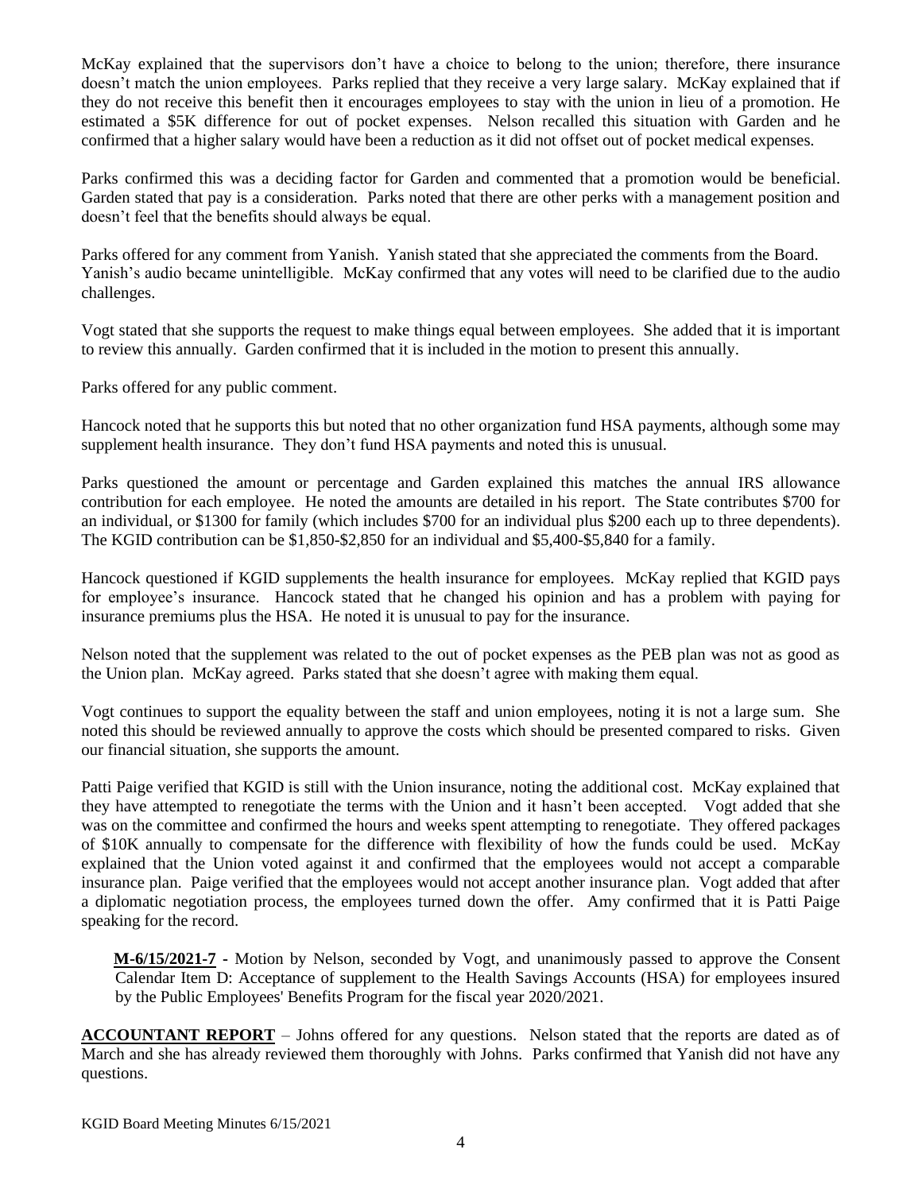McKay explained that the supervisors don't have a choice to belong to the union; therefore, there insurance doesn't match the union employees. Parks replied that they receive a very large salary. McKay explained that if they do not receive this benefit then it encourages employees to stay with the union in lieu of a promotion. He estimated a $5K difference for out of pocket expenses. Nelson recalled this situation with Garden and he confirmed that a higher salary would have been a reduction as it did not offset out of pocket medical expenses.

Parks confirmed this was a deciding factor for Garden and commented that a promotion would be beneficial. Garden stated that pay is a consideration. Parks noted that there are other perks with a management position and doesn't feel that the benefits should always be equal.

Parks offered for any comment from Yanish. Yanish stated that she appreciated the comments from the Board. Yanish's audio became unintelligible. McKay confirmed that any votes will need to be clarified due to the audio challenges.

Vogt stated that she supports the request to make things equal between employees. She added that it is important to review this annually. Garden confirmed that it is included in the motion to present this annually.

Parks offered for any public comment.

Hancock noted that he supports this but noted that no other organization fund HSA payments, although some may supplement health insurance. They don't fund HSA payments and noted this is unusual.

Parks questioned the amount or percentage and Garden explained this matches the annual IRS allowance contribution for each employee. He noted the amounts are detailed in his report. The State contributes $700 for an individual, or $1300 for family (which includes $700 for an individual plus $200 each up to three dependents). The KGID contribution can be $1,850-$2,850 for an individual and $5,400-$5,840 for a family.

Hancock questioned if KGID supplements the health insurance for employees. McKay replied that KGID pays for employee's insurance. Hancock stated that he changed his opinion and has a problem with paying for insurance premiums plus the HSA. He noted it is unusual to pay for the insurance.

Nelson noted that the supplement was related to the out of pocket expenses as the PEB plan was not as good as the Union plan. McKay agreed. Parks stated that she doesn't agree with making them equal.

Vogt continues to support the equality between the staff and union employees, noting it is not a large sum. She noted this should be reviewed annually to approve the costs which should be presented compared to risks. Given our financial situation, she supports the amount.

Patti Paige verified that KGID is still with the Union insurance, noting the additional cost. McKay explained that they have attempted to renegotiate the terms with the Union and it hasn't been accepted. Vogt added that she was on the committee and confirmed the hours and weeks spent attempting to renegotiate. They offered packages of $10K annually to compensate for the difference with flexibility of how the funds could be used. McKay explained that the Union voted against it and confirmed that the employees would not accept a comparable insurance plan. Paige verified that the employees would not accept another insurance plan. Vogt added that after a diplomatic negotiation process, the employees turned down the offer. Amy confirmed that it is Patti Paige speaking for the record.

> **M-6/15/2021-7** - Motion by Nelson, seconded by Vogt, and unanimously passed to approve the Consent Calendar Item D: Acceptance of supplement to the Health Savings Accounts (HSA) for employees insured by the Public Employees' Benefits Program for the fiscal year 2020/2021.

**ACCOUNTANT REPORT** – Johns offered for any questions. Nelson stated that the reports are dated as of March and she has already reviewed them thoroughly with Johns. Parks confirmed that Yanish did not have any questions.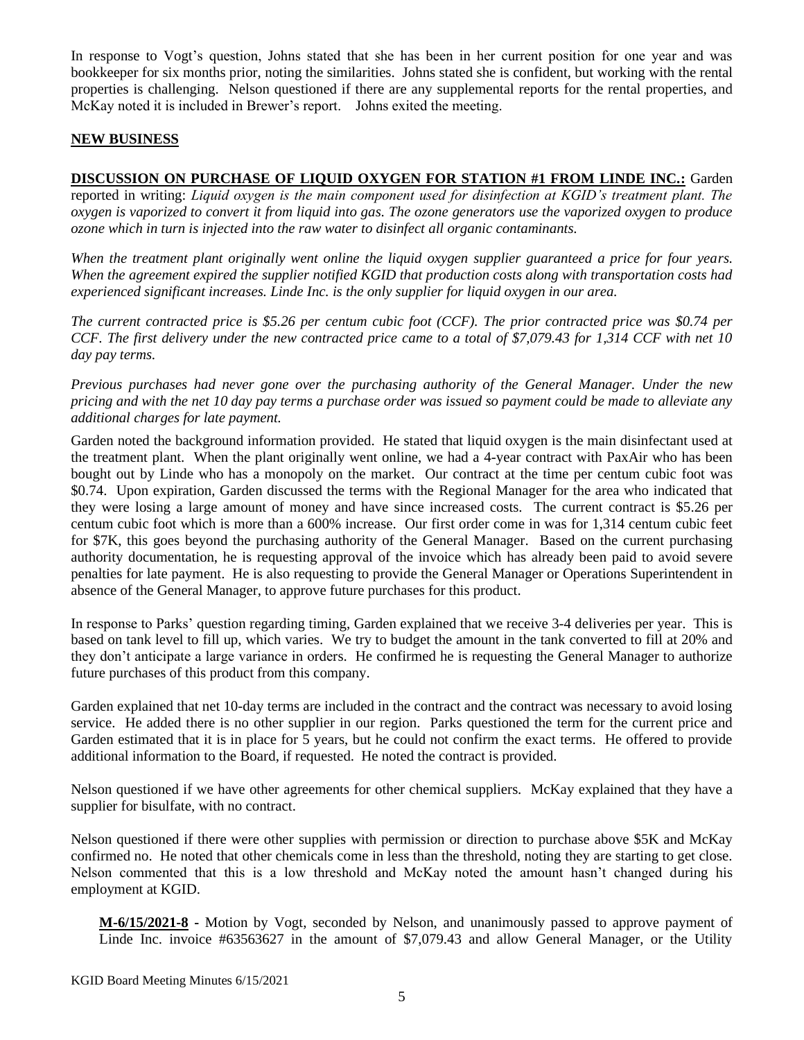In response to Vogt's question, Johns stated that she has been in her current position for one year and was bookkeeper for six months prior, noting the similarities. Johns stated she is confident, but working with the rental properties is challenging. Nelson questioned if there are any supplemental reports for the rental properties, and McKay noted it is included in Brewer's report. Johns exited the meeting.

## NEW BUSINESS

**DISCUSSION ON PURCHASE OF LIQUID OXYGEN FOR STATION #1 FROM LINDE INC.:** Garden reported in writing: *Liquid oxygen is the main component used for disinfection at KGID's treatment plant. The oxygen is vaporized to convert it from liquid into gas. The ozone generators use the vaporized oxygen to produce ozone which in turn is injected into the raw water to disinfect all organic contaminants.*

*When the treatment plant originally went online the liquid oxygen supplier guaranteed a price for four years. When the agreement expired the supplier notified KGID that production costs along with transportation costs had experienced significant increases. Linde Inc. is the only supplier for liquid oxygen in our area.*

*The current contracted price is $5.26 per centum cubic foot (CCF). The prior contracted price was $0.74 per CCF. The first delivery under the new contracted price came to a total of $7,079.43 for 1,314 CCF with net 10 day pay terms.*

*Previous purchases had never gone over the purchasing authority of the General Manager. Under the new pricing and with the net 10 day pay terms a purchase order was issued so payment could be made to alleviate any additional charges for late payment.*

Garden noted the background information provided. He stated that liquid oxygen is the main disinfectant used at the treatment plant. When the plant originally went online, we had a 4-year contract with PaxAir who has been bought out by Linde who has a monopoly on the market. Our contract at the time per centum cubic foot was $0.74. Upon expiration, Garden discussed the terms with the Regional Manager for the area who indicated that they were losing a large amount of money and have since increased costs. The current contract is $5.26 per centum cubic foot which is more than a 600% increase. Our first order come in was for 1,314 centum cubic feet for $7K, this goes beyond the purchasing authority of the General Manager. Based on the current purchasing authority documentation, he is requesting approval of the invoice which has already been paid to avoid severe penalties for late payment. He is also requesting to provide the General Manager or Operations Superintendent in absence of the General Manager, to approve future purchases for this product.

In response to Parks' question regarding timing, Garden explained that we receive 3-4 deliveries per year. This is based on tank level to fill up, which varies. We try to budget the amount in the tank converted to fill at 20% and they don't anticipate a large variance in orders. He confirmed he is requesting the General Manager to authorize future purchases of this product from this company.

Garden explained that net 10-day terms are included in the contract and the contract was necessary to avoid losing service. He added there is no other supplier in our region. Parks questioned the term for the current price and Garden estimated that it is in place for 5 years, but he could not confirm the exact terms. He offered to provide additional information to the Board, if requested. He noted the contract is provided.

Nelson questioned if we have other agreements for other chemical suppliers. McKay explained that they have a supplier for bisulfate, with no contract.

Nelson questioned if there were other supplies with permission or direction to purchase above $5K and McKay confirmed no. He noted that other chemicals come in less than the threshold, noting they are starting to get close. Nelson commented that this is a low threshold and McKay noted the amount hasn't changed during his employment at KGID.

**M-6/15/2021-8 -** Motion by Vogt, seconded by Nelson, and unanimously passed to approve payment of Linde Inc. invoice #63563627 in the amount of $7,079.43 and allow General Manager, or the Utility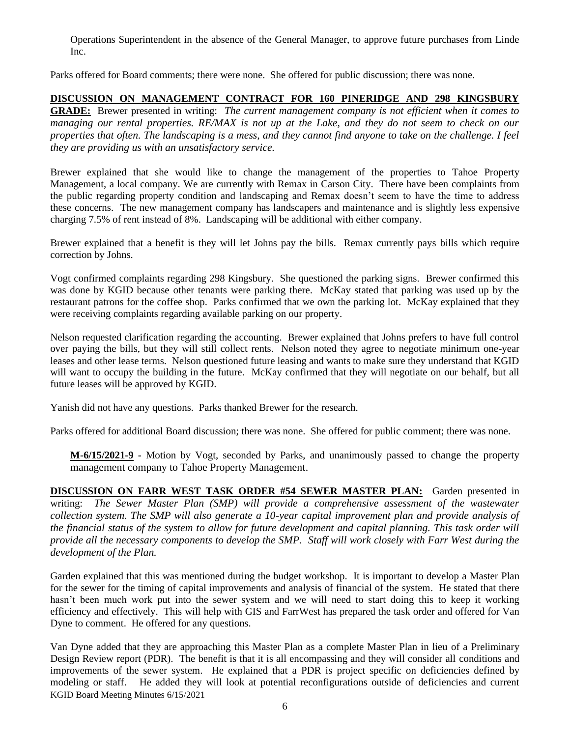Operations Superintendent in the absence of the General Manager, to approve future purchases from Linde Inc.

Parks offered for Board comments; there were none. She offered for public discussion; there was none.

**DISCUSSION ON MANAGEMENT CONTRACT FOR 160 PINERIDGE AND 298 KINGSBURY GRADE:** Brewer presented in writing: *The current management company is not efficient when it comes to managing our rental properties. RE/MAX is not up at the Lake, and they do not seem to check on our properties that often. The landscaping is a mess, and they cannot find anyone to take on the challenge. I feel they are providing us with an unsatisfactory service.*

Brewer explained that she would like to change the management of the properties to Tahoe Property Management, a local company. We are currently with Remax in Carson City. There have been complaints from the public regarding property condition and landscaping and Remax doesn't seem to have the time to address these concerns. The new management company has landscapers and maintenance and is slightly less expensive charging 7.5% of rent instead of 8%. Landscaping will be additional with either company.

Brewer explained that a benefit is they will let Johns pay the bills. Remax currently pays bills which require correction by Johns.

Vogt confirmed complaints regarding 298 Kingsbury. She questioned the parking signs. Brewer confirmed this was done by KGID because other tenants were parking there. McKay stated that parking was used up by the restaurant patrons for the coffee shop. Parks confirmed that we own the parking lot. McKay explained that they were receiving complaints regarding available parking on our property.

Nelson requested clarification regarding the accounting. Brewer explained that Johns prefers to have full control over paying the bills, but they will still collect rents. Nelson noted they agree to negotiate minimum one-year leases and other lease terms. Nelson questioned future leasing and wants to make sure they understand that KGID will want to occupy the building in the future. McKay confirmed that they will negotiate on our behalf, but all future leases will be approved by KGID.

Yanish did not have any questions. Parks thanked Brewer for the research.

Parks offered for additional Board discussion; there was none. She offered for public comment; there was none.

> **M-6/15/2021-9 -** Motion by Vogt, seconded by Parks, and unanimously passed to change the property management company to Tahoe Property Management.

**DISCUSSION ON FARR WEST TASK ORDER #54 SEWER MASTER PLAN:** Garden presented in writing: *The Sewer Master Plan (SMP) will provide a comprehensive assessment of the wastewater collection system. The SMP will also generate a 10-year capital improvement plan and provide analysis of the financial status of the system to allow for future development and capital planning. This task order will provide all the necessary components to develop the SMP. Staff will work closely with Farr West during the development of the Plan.*

Garden explained that this was mentioned during the budget workshop. It is important to develop a Master Plan for the sewer for the timing of capital improvements and analysis of financial of the system. He stated that there hasn't been much work put into the sewer system and we will need to start doing this to keep it working efficiency and effectively. This will help with GIS and FarrWest has prepared the task order and offered for Van Dyne to comment. He offered for any questions.

Van Dyne added that they are approaching this Master Plan as a complete Master Plan in lieu of a Preliminary Design Review report (PDR). The benefit is that it is all encompassing and they will consider all conditions and improvements of the sewer system. He explained that a PDR is project specific on deficiencies defined by modeling or staff. He added they will look at potential reconfigurations outside of deficiencies and current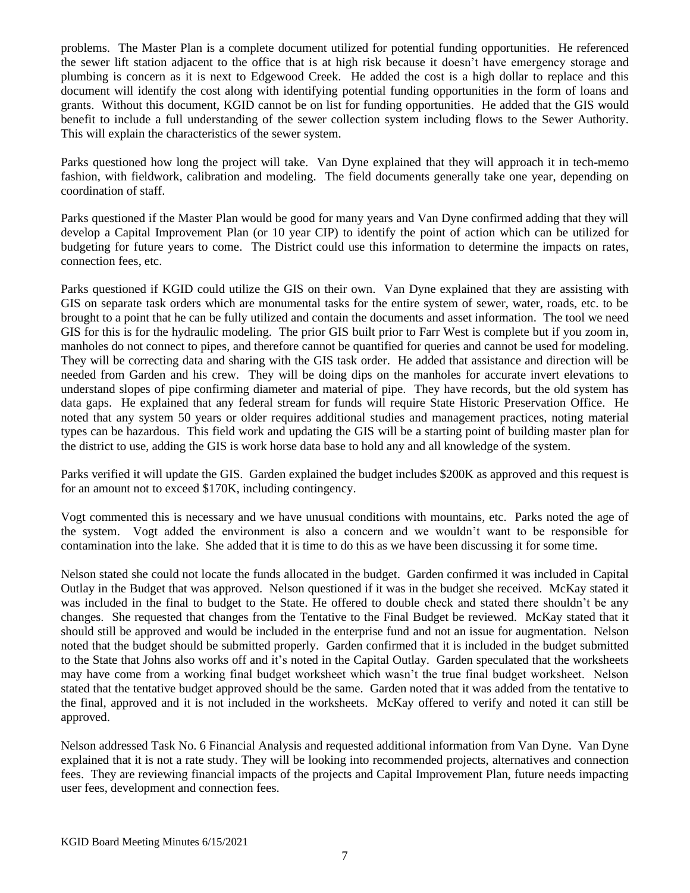problems. The Master Plan is a complete document utilized for potential funding opportunities. He referenced the sewer lift station adjacent to the office that is at high risk because it doesn't have emergency storage and plumbing is concern as it is next to Edgewood Creek. He added the cost is a high dollar to replace and this document will identify the cost along with identifying potential funding opportunities in the form of loans and grants. Without this document, KGID cannot be on list for funding opportunities. He added that the GIS would benefit to include a full understanding of the sewer collection system including flows to the Sewer Authority. This will explain the characteristics of the sewer system.

Parks questioned how long the project will take. Van Dyne explained that they will approach it in tech-memo fashion, with fieldwork, calibration and modeling. The field documents generally take one year, depending on coordination of staff.

Parks questioned if the Master Plan would be good for many years and Van Dyne confirmed adding that they will develop a Capital Improvement Plan (or 10 year CIP) to identify the point of action which can be utilized for budgeting for future years to come. The District could use this information to determine the impacts on rates, connection fees, etc.

Parks questioned if KGID could utilize the GIS on their own. Van Dyne explained that they are assisting with GIS on separate task orders which are monumental tasks for the entire system of sewer, water, roads, etc. to be brought to a point that he can be fully utilized and contain the documents and asset information. The tool we need GIS for this is for the hydraulic modeling. The prior GIS built prior to Farr West is complete but if you zoom in, manholes do not connect to pipes, and therefore cannot be quantified for queries and cannot be used for modeling. They will be correcting data and sharing with the GIS task order. He added that assistance and direction will be needed from Garden and his crew. They will be doing dips on the manholes for accurate invert elevations to understand slopes of pipe confirming diameter and material of pipe. They have records, but the old system has data gaps. He explained that any federal stream for funds will require State Historic Preservation Office. He noted that any system 50 years or older requires additional studies and management practices, noting material types can be hazardous. This field work and updating the GIS will be a starting point of building master plan for the district to use, adding the GIS is work horse data base to hold any and all knowledge of the system.

Parks verified it will update the GIS. Garden explained the budget includes $200K as approved and this request is for an amount not to exceed $170K, including contingency.

Vogt commented this is necessary and we have unusual conditions with mountains, etc. Parks noted the age of the system. Vogt added the environment is also a concern and we wouldn't want to be responsible for contamination into the lake. She added that it is time to do this as we have been discussing it for some time.

Nelson stated she could not locate the funds allocated in the budget. Garden confirmed it was included in Capital Outlay in the Budget that was approved. Nelson questioned if it was in the budget she received. McKay stated it was included in the final to budget to the State. He offered to double check and stated there shouldn't be any changes. She requested that changes from the Tentative to the Final Budget be reviewed. McKay stated that it should still be approved and would be included in the enterprise fund and not an issue for augmentation. Nelson noted that the budget should be submitted properly. Garden confirmed that it is included in the budget submitted to the State that Johns also works off and it's noted in the Capital Outlay. Garden speculated that the worksheets may have come from a working final budget worksheet which wasn't the true final budget worksheet. Nelson stated that the tentative budget approved should be the same. Garden noted that it was added from the tentative to the final, approved and it is not included in the worksheets. McKay offered to verify and noted it can still be approved.

Nelson addressed Task No. 6 Financial Analysis and requested additional information from Van Dyne. Van Dyne explained that it is not a rate study. They will be looking into recommended projects, alternatives and connection fees. They are reviewing financial impacts of the projects and Capital Improvement Plan, future needs impacting user fees, development and connection fees.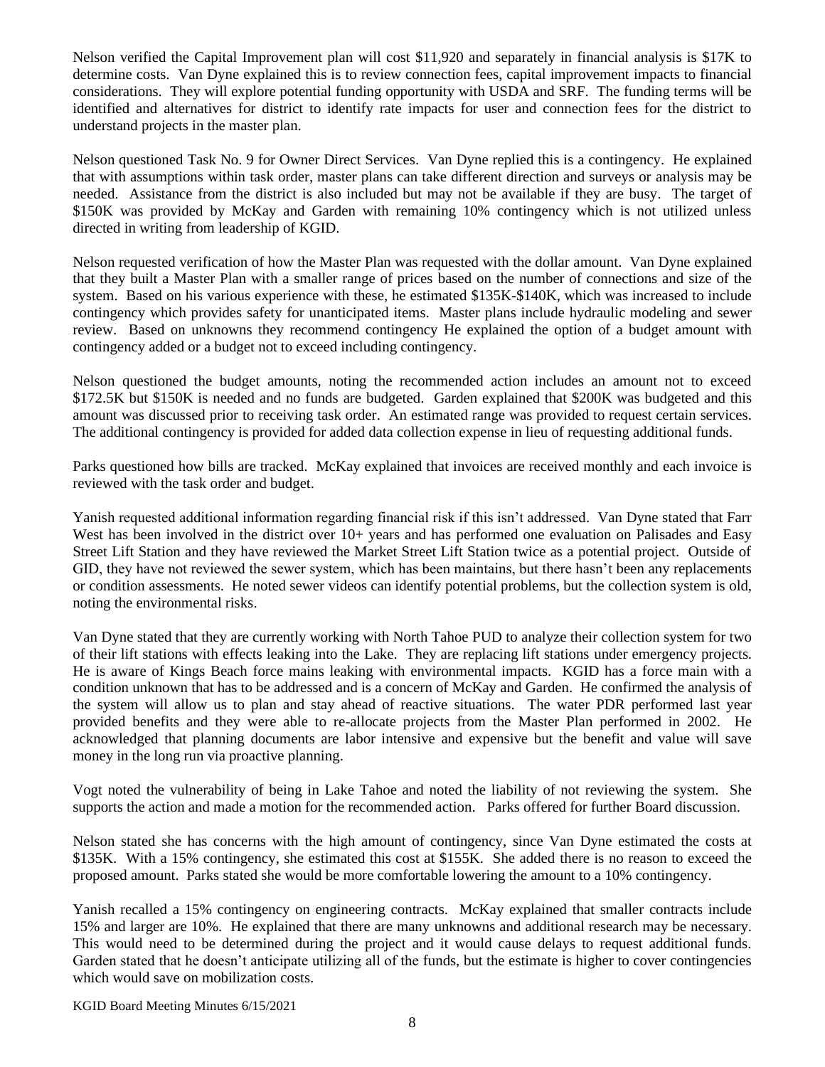Nelson verified the Capital Improvement plan will cost $11,920 and separately in financial analysis is $17K to determine costs. Van Dyne explained this is to review connection fees, capital improvement impacts to financial considerations. They will explore potential funding opportunity with USDA and SRF. The funding terms will be identified and alternatives for district to identify rate impacts for user and connection fees for the district to understand projects in the master plan.

Nelson questioned Task No. 9 for Owner Direct Services. Van Dyne replied this is a contingency. He explained that with assumptions within task order, master plans can take different direction and surveys or analysis may be needed. Assistance from the district is also included but may not be available if they are busy. The target of $150K was provided by McKay and Garden with remaining 10% contingency which is not utilized unless directed in writing from leadership of KGID.

Nelson requested verification of how the Master Plan was requested with the dollar amount. Van Dyne explained that they built a Master Plan with a smaller range of prices based on the number of connections and size of the system. Based on his various experience with these, he estimated $135K-$140K, which was increased to include contingency which provides safety for unanticipated items. Master plans include hydraulic modeling and sewer review. Based on unknowns they recommend contingency He explained the option of a budget amount with contingency added or a budget not to exceed including contingency.

Nelson questioned the budget amounts, noting the recommended action includes an amount not to exceed $172.5K but $150K is needed and no funds are budgeted. Garden explained that $200K was budgeted and this amount was discussed prior to receiving task order. An estimated range was provided to request certain services. The additional contingency is provided for added data collection expense in lieu of requesting additional funds.

Parks questioned how bills are tracked. McKay explained that invoices are received monthly and each invoice is reviewed with the task order and budget.

Yanish requested additional information regarding financial risk if this isn't addressed. Van Dyne stated that Farr West has been involved in the district over 10+ years and has performed one evaluation on Palisades and Easy Street Lift Station and they have reviewed the Market Street Lift Station twice as a potential project. Outside of GID, they have not reviewed the sewer system, which has been maintains, but there hasn't been any replacements or condition assessments. He noted sewer videos can identify potential problems, but the collection system is old, noting the environmental risks.

Van Dyne stated that they are currently working with North Tahoe PUD to analyze their collection system for two of their lift stations with effects leaking into the Lake. They are replacing lift stations under emergency projects. He is aware of Kings Beach force mains leaking with environmental impacts. KGID has a force main with a condition unknown that has to be addressed and is a concern of McKay and Garden. He confirmed the analysis of the system will allow us to plan and stay ahead of reactive situations. The water PDR performed last year provided benefits and they were able to re-allocate projects from the Master Plan performed in 2002. He acknowledged that planning documents are labor intensive and expensive but the benefit and value will save money in the long run via proactive planning.

Vogt noted the vulnerability of being in Lake Tahoe and noted the liability of not reviewing the system. She supports the action and made a motion for the recommended action. Parks offered for further Board discussion.

Nelson stated she has concerns with the high amount of contingency, since Van Dyne estimated the costs at $135K. With a 15% contingency, she estimated this cost at $155K. She added there is no reason to exceed the proposed amount. Parks stated she would be more comfortable lowering the amount to a 10% contingency.

Yanish recalled a 15% contingency on engineering contracts. McKay explained that smaller contracts include 15% and larger are 10%. He explained that there are many unknowns and additional research may be necessary. This would need to be determined during the project and it would cause delays to request additional funds. Garden stated that he doesn't anticipate utilizing all of the funds, but the estimate is higher to cover contingencies which would save on mobilization costs.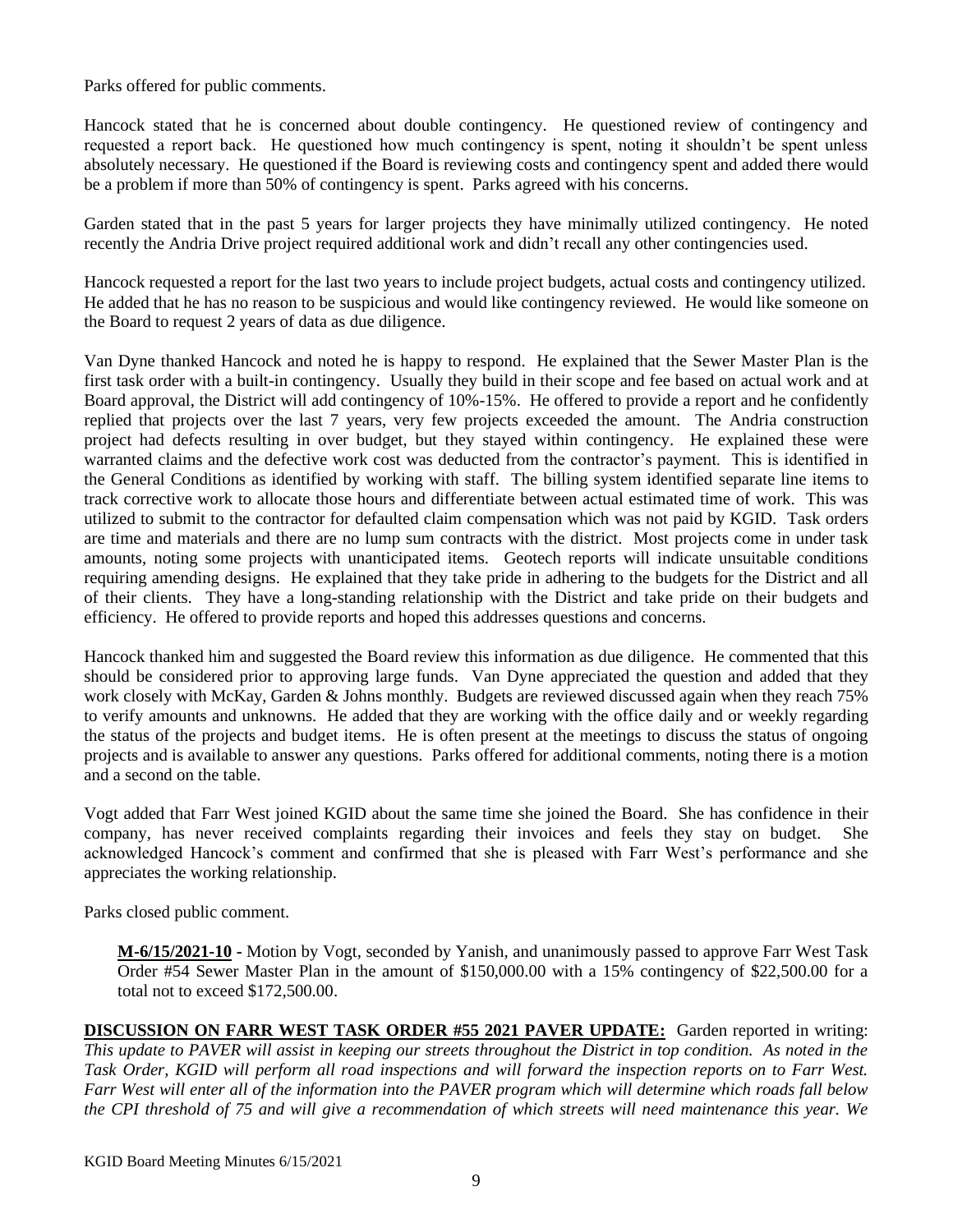Parks offered for public comments.

Hancock stated that he is concerned about double contingency. He questioned review of contingency and requested a report back. He questioned how much contingency is spent, noting it shouldn't be spent unless absolutely necessary. He questioned if the Board is reviewing costs and contingency spent and added there would be a problem if more than 50% of contingency is spent. Parks agreed with his concerns.

Garden stated that in the past 5 years for larger projects they have minimally utilized contingency. He noted recently the Andria Drive project required additional work and didn't recall any other contingencies used.

Hancock requested a report for the last two years to include project budgets, actual costs and contingency utilized. He added that he has no reason to be suspicious and would like contingency reviewed. He would like someone on the Board to request 2 years of data as due diligence.

Van Dyne thanked Hancock and noted he is happy to respond. He explained that the Sewer Master Plan is the first task order with a built-in contingency. Usually they build in their scope and fee based on actual work and at Board approval, the District will add contingency of 10%-15%. He offered to provide a report and he confidently replied that projects over the last 7 years, very few projects exceeded the amount. The Andria construction project had defects resulting in over budget, but they stayed within contingency. He explained these were warranted claims and the defective work cost was deducted from the contractor's payment. This is identified in the General Conditions as identified by working with staff. The billing system identified separate line items to track corrective work to allocate those hours and differentiate between actual estimated time of work. This was utilized to submit to the contractor for defaulted claim compensation which was not paid by KGID. Task orders are time and materials and there are no lump sum contracts with the district. Most projects come in under task amounts, noting some projects with unanticipated items. Geotech reports will indicate unsuitable conditions requiring amending designs. He explained that they take pride in adhering to the budgets for the District and all of their clients. They have a long-standing relationship with the District and take pride on their budgets and efficiency. He offered to provide reports and hoped this addresses questions and concerns.

Hancock thanked him and suggested the Board review this information as due diligence. He commented that this should be considered prior to approving large funds. Van Dyne appreciated the question and added that they work closely with McKay, Garden & Johns monthly. Budgets are reviewed discussed again when they reach 75% to verify amounts and unknowns. He added that they are working with the office daily and or weekly regarding the status of the projects and budget items. He is often present at the meetings to discuss the status of ongoing projects and is available to answer any questions. Parks offered for additional comments, noting there is a motion and a second on the table.

Vogt added that Farr West joined KGID about the same time she joined the Board. She has confidence in their company, has never received complaints regarding their invoices and feels they stay on budget. She acknowledged Hancock's comment and confirmed that she is pleased with Farr West's performance and she appreciates the working relationship.

Parks closed public comment.

> **M-6/15/2021-10** - Motion by Vogt, seconded by Yanish, and unanimously passed to approve Farr West Task Order #54 Sewer Master Plan in the amount of $150,000.00 with a 15% contingency of $22,500.00 for a total not to exceed $172,500.00.

**DISCUSSION ON FARR WEST TASK ORDER #55 2021 PAVER UPDATE:** Garden reported in writing: *This update to PAVER will assist in keeping our streets throughout the District in top condition. As noted in the Task Order, KGID will perform all road inspections and will forward the inspection reports on to Farr West. Farr West will enter all of the information into the PAVER program which will determine which roads fall below the CPI threshold of 75 and will give a recommendation of which streets will need maintenance this year. We*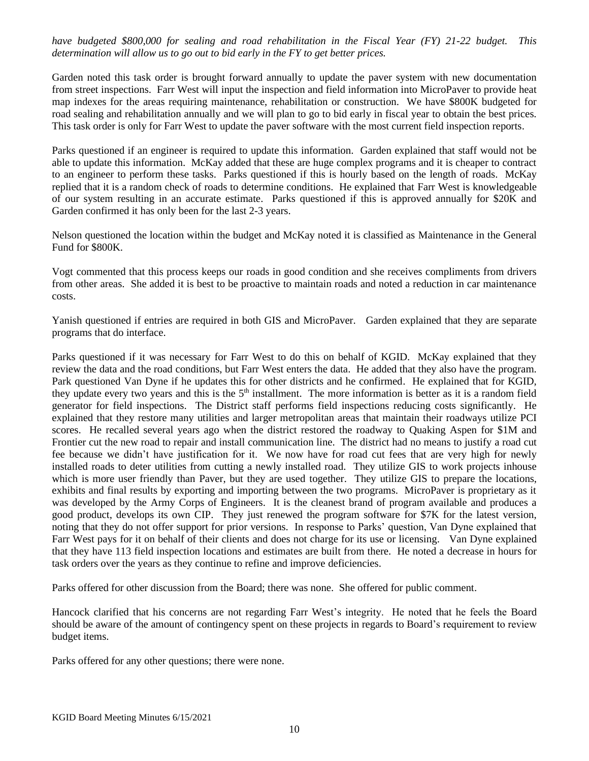*have budgeted $800,000 for sealing and road rehabilitation in the Fiscal Year (FY) 21-22 budget. This determination will allow us to go out to bid early in the FY to get better prices.*

Garden noted this task order is brought forward annually to update the paver system with new documentation from street inspections. Farr West will input the inspection and field information into MicroPaver to provide heat map indexes for the areas requiring maintenance, rehabilitation or construction. We have $800K budgeted for road sealing and rehabilitation annually and we will plan to go to bid early in fiscal year to obtain the best prices. This task order is only for Farr West to update the paver software with the most current field inspection reports.

Parks questioned if an engineer is required to update this information. Garden explained that staff would not be able to update this information. McKay added that these are huge complex programs and it is cheaper to contract to an engineer to perform these tasks. Parks questioned if this is hourly based on the length of roads. McKay replied that it is a random check of roads to determine conditions. He explained that Farr West is knowledgeable of our system resulting in an accurate estimate. Parks questioned if this is approved annually for $20K and Garden confirmed it has only been for the last 2-3 years.

Nelson questioned the location within the budget and McKay noted it is classified as Maintenance in the General Fund for $800K.

Vogt commented that this process keeps our roads in good condition and she receives compliments from drivers from other areas. She added it is best to be proactive to maintain roads and noted a reduction in car maintenance costs.

Yanish questioned if entries are required in both GIS and MicroPaver. Garden explained that they are separate programs that do interface.

Parks questioned if it was necessary for Farr West to do this on behalf of KGID. McKay explained that they review the data and the road conditions, but Farr West enters the data. He added that they also have the program. Park questioned Van Dyne if he updates this for other districts and he confirmed. He explained that for KGID, they update every two years and this is the 5th installment. The more information is better as it is a random field generator for field inspections. The District staff performs field inspections reducing costs significantly. He explained that they restore many utilities and larger metropolitan areas that maintain their roadways utilize PCI scores. He recalled several years ago when the district restored the roadway to Quaking Aspen for $1M and Frontier cut the new road to repair and install communication line. The district had no means to justify a road cut fee because we didn't have justification for it. We now have for road cut fees that are very high for newly installed roads to deter utilities from cutting a newly installed road. They utilize GIS to work projects inhouse which is more user friendly than Paver, but they are used together. They utilize GIS to prepare the locations, exhibits and final results by exporting and importing between the two programs. MicroPaver is proprietary as it was developed by the Army Corps of Engineers. It is the cleanest brand of program available and produces a good product, develops its own CIP. They just renewed the program software for $7K for the latest version, noting that they do not offer support for prior versions. In response to Parks' question, Van Dyne explained that Farr West pays for it on behalf of their clients and does not charge for its use or licensing. Van Dyne explained that they have 113 field inspection locations and estimates are built from there. He noted a decrease in hours for task orders over the years as they continue to refine and improve deficiencies.

Parks offered for other discussion from the Board; there was none. She offered for public comment.

Hancock clarified that his concerns are not regarding Farr West's integrity. He noted that he feels the Board should be aware of the amount of contingency spent on these projects in regards to Board's requirement to review budget items.

Parks offered for any other questions; there were none.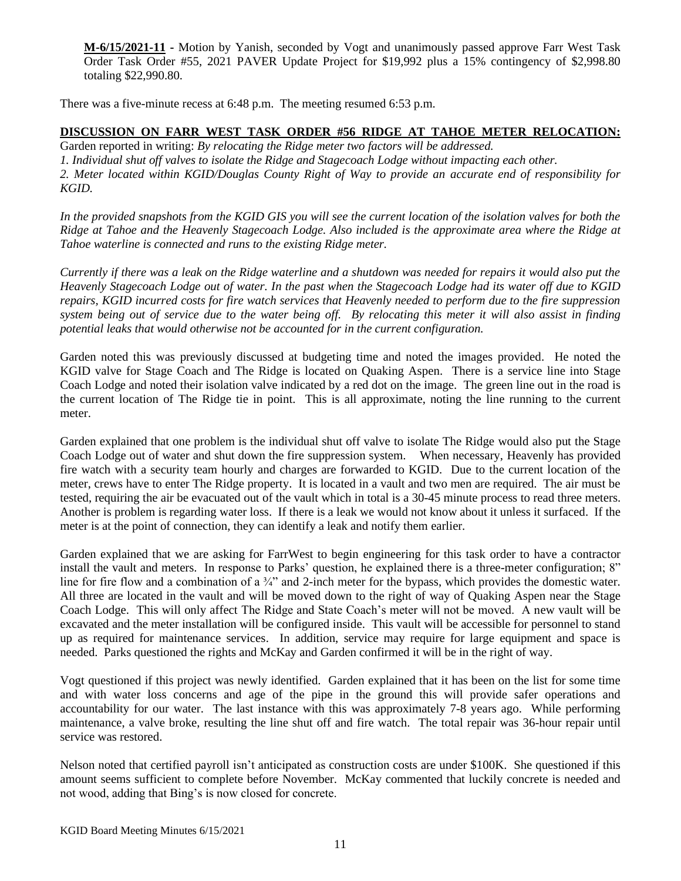**M-6/15/2021-11** - Motion by Yanish, seconded by Vogt and unanimously passed approve Farr West Task Order Task Order #55, 2021 PAVER Update Project for $19,992 plus a 15% contingency of $2,998.80 totaling $22,990.80.

There was a five-minute recess at 6:48 p.m. The meeting resumed 6:53 p.m.

**DISCUSSION ON FARR WEST TASK ORDER #56 RIDGE AT TAHOE METER RELOCATION:**

Garden reported in writing: *By relocating the Ridge meter two factors will be addressed.*

*1. Individual shut off valves to isolate the Ridge and Stagecoach Lodge without impacting each other.*

*2. Meter located within KGID/Douglas County Right of Way to provide an accurate end of responsibility for KGID.*

*In the provided snapshots from the KGID GIS you will see the current location of the isolation valves for both the Ridge at Tahoe and the Heavenly Stagecoach Lodge. Also included is the approximate area where the Ridge at Tahoe waterline is connected and runs to the existing Ridge meter.*

*Currently if there was a leak on the Ridge waterline and a shutdown was needed for repairs it would also put the Heavenly Stagecoach Lodge out of water. In the past when the Stagecoach Lodge had its water off due to KGID repairs, KGID incurred costs for fire watch services that Heavenly needed to perform due to the fire suppression system being out of service due to the water being off. By relocating this meter it will also assist in finding potential leaks that would otherwise not be accounted for in the current configuration.*

Garden noted this was previously discussed at budgeting time and noted the images provided. He noted the KGID valve for Stage Coach and The Ridge is located on Quaking Aspen. There is a service line into Stage Coach Lodge and noted their isolation valve indicated by a red dot on the image. The green line out in the road is the current location of The Ridge tie in point. This is all approximate, noting the line running to the current meter.

Garden explained that one problem is the individual shut off valve to isolate The Ridge would also put the Stage Coach Lodge out of water and shut down the fire suppression system. When necessary, Heavenly has provided fire watch with a security team hourly and charges are forwarded to KGID. Due to the current location of the meter, crews have to enter The Ridge property. It is located in a vault and two men are required. The air must be tested, requiring the air be evacuated out of the vault which in total is a 30-45 minute process to read three meters. Another is problem is regarding water loss. If there is a leak we would not know about it unless it surfaced. If the meter is at the point of connection, they can identify a leak and notify them earlier.

Garden explained that we are asking for FarrWest to begin engineering for this task order to have a contractor install the vault and meters. In response to Parks' question, he explained there is a three-meter configuration; 8" line for fire flow and a combination of a ¾" and 2-inch meter for the bypass, which provides the domestic water. All three are located in the vault and will be moved down to the right of way of Quaking Aspen near the Stage Coach Lodge. This will only affect The Ridge and State Coach's meter will not be moved. A new vault will be excavated and the meter installation will be configured inside. This vault will be accessible for personnel to stand up as required for maintenance services. In addition, service may require for large equipment and space is needed. Parks questioned the rights and McKay and Garden confirmed it will be in the right of way.

Vogt questioned if this project was newly identified. Garden explained that it has been on the list for some time and with water loss concerns and age of the pipe in the ground this will provide safer operations and accountability for our water. The last instance with this was approximately 7-8 years ago. While performing maintenance, a valve broke, resulting the line shut off and fire watch. The total repair was 36-hour repair until service was restored.

Nelson noted that certified payroll isn't anticipated as construction costs are under $100K. She questioned if this amount seems sufficient to complete before November. McKay commented that luckily concrete is needed and not wood, adding that Bing's is now closed for concrete.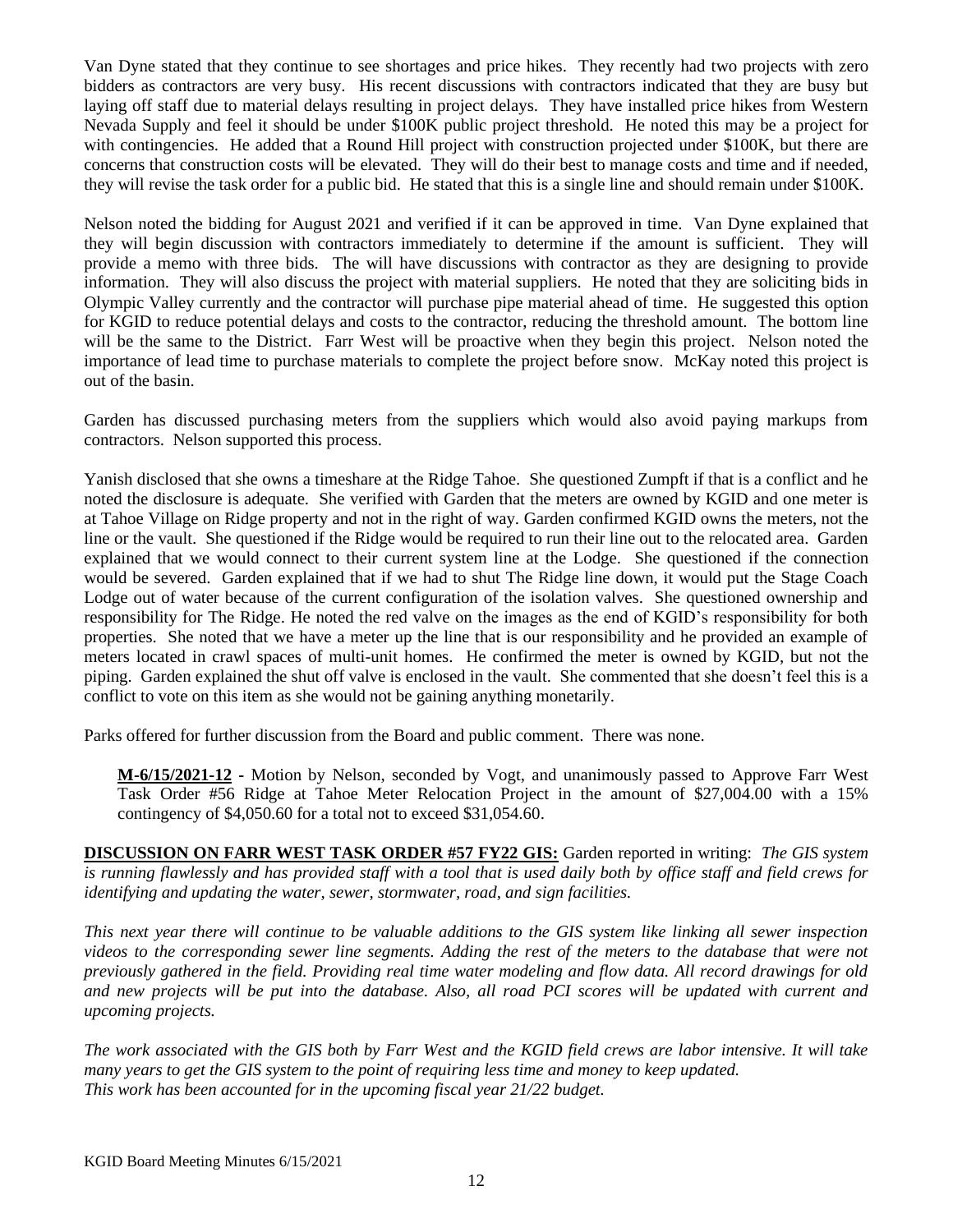Van Dyne stated that they continue to see shortages and price hikes. They recently had two projects with zero bidders as contractors are very busy. His recent discussions with contractors indicated that they are busy but laying off staff due to material delays resulting in project delays. They have installed price hikes from Western Nevada Supply and feel it should be under $100K public project threshold. He noted this may be a project for with contingencies. He added that a Round Hill project with construction projected under $100K, but there are concerns that construction costs will be elevated. They will do their best to manage costs and time and if needed, they will revise the task order for a public bid. He stated that this is a single line and should remain under $100K.

Nelson noted the bidding for August 2021 and verified if it can be approved in time. Van Dyne explained that they will begin discussion with contractors immediately to determine if the amount is sufficient. They will provide a memo with three bids. The will have discussions with contractor as they are designing to provide information. They will also discuss the project with material suppliers. He noted that they are soliciting bids in Olympic Valley currently and the contractor will purchase pipe material ahead of time. He suggested this option for KGID to reduce potential delays and costs to the contractor, reducing the threshold amount. The bottom line will be the same to the District. Farr West will be proactive when they begin this project. Nelson noted the importance of lead time to purchase materials to complete the project before snow. McKay noted this project is out of the basin.

Garden has discussed purchasing meters from the suppliers which would also avoid paying markups from contractors. Nelson supported this process.

Yanish disclosed that she owns a timeshare at the Ridge Tahoe. She questioned Zumpft if that is a conflict and he noted the disclosure is adequate. She verified with Garden that the meters are owned by KGID and one meter is at Tahoe Village on Ridge property and not in the right of way. Garden confirmed KGID owns the meters, not the line or the vault. She questioned if the Ridge would be required to run their line out to the relocated area. Garden explained that we would connect to their current system line at the Lodge. She questioned if the connection would be severed. Garden explained that if we had to shut The Ridge line down, it would put the Stage Coach Lodge out of water because of the current configuration of the isolation valves. She questioned ownership and responsibility for The Ridge. He noted the red valve on the images as the end of KGID's responsibility for both properties. She noted that we have a meter up the line that is our responsibility and he provided an example of meters located in crawl spaces of multi-unit homes. He confirmed the meter is owned by KGID, but not the piping. Garden explained the shut off valve is enclosed in the vault. She commented that she doesn't feel this is a conflict to vote on this item as she would not be gaining anything monetarily.

Parks offered for further discussion from the Board and public comment. There was none.

> **M-6/15/2021-12** - Motion by Nelson, seconded by Vogt, and unanimously passed to Approve Farr West Task Order #56 Ridge at Tahoe Meter Relocation Project in the amount of $27,004.00 with a 15% contingency of $4,050.60 for a total not to exceed $31,054.60.

**DISCUSSION ON FARR WEST TASK ORDER #57 FY22 GIS:** Garden reported in writing: *The GIS system is running flawlessly and has provided staff with a tool that is used daily both by office staff and field crews for identifying and updating the water, sewer, stormwater, road, and sign facilities.*

*This next year there will continue to be valuable additions to the GIS system like linking all sewer inspection videos to the corresponding sewer line segments. Adding the rest of the meters to the database that were not previously gathered in the field. Providing real time water modeling and flow data. All record drawings for old and new projects will be put into the database. Also, all road PCI scores will be updated with current and upcoming projects.*

*The work associated with the GIS both by Farr West and the KGID field crews are labor intensive. It will take many years to get the GIS system to the point of requiring less time and money to keep updated. This work has been accounted for in the upcoming fiscal year 21/22 budget.*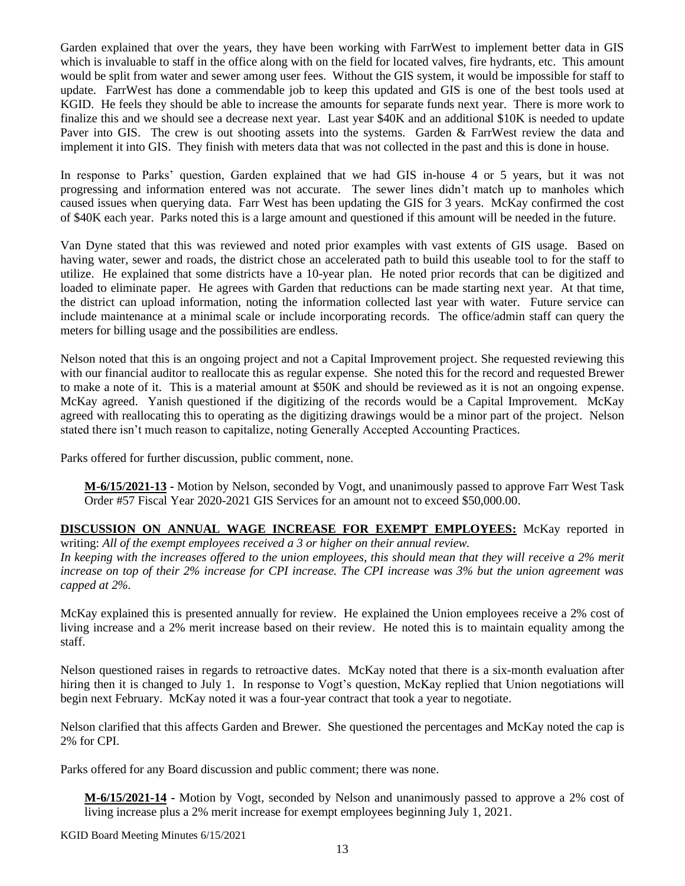Garden explained that over the years, they have been working with FarrWest to implement better data in GIS which is invaluable to staff in the office along with on the field for located valves, fire hydrants, etc. This amount would be split from water and sewer among user fees. Without the GIS system, it would be impossible for staff to update. FarrWest has done a commendable job to keep this updated and GIS is one of the best tools used at KGID. He feels they should be able to increase the amounts for separate funds next year. There is more work to finalize this and we should see a decrease next year. Last year $40K and an additional $10K is needed to update Paver into GIS. The crew is out shooting assets into the systems. Garden & FarrWest review the data and implement it into GIS. They finish with meters data that was not collected in the past and this is done in house.

In response to Parks' question, Garden explained that we had GIS in-house 4 or 5 years, but it was not progressing and information entered was not accurate. The sewer lines didn't match up to manholes which caused issues when querying data. Farr West has been updating the GIS for 3 years. McKay confirmed the cost of $40K each year. Parks noted this is a large amount and questioned if this amount will be needed in the future.

Van Dyne stated that this was reviewed and noted prior examples with vast extents of GIS usage. Based on having water, sewer and roads, the district chose an accelerated path to build this useable tool to for the staff to utilize. He explained that some districts have a 10-year plan. He noted prior records that can be digitized and loaded to eliminate paper. He agrees with Garden that reductions can be made starting next year. At that time, the district can upload information, noting the information collected last year with water. Future service can include maintenance at a minimal scale or include incorporating records. The office/admin staff can query the meters for billing usage and the possibilities are endless.

Nelson noted that this is an ongoing project and not a Capital Improvement project. She requested reviewing this with our financial auditor to reallocate this as regular expense. She noted this for the record and requested Brewer to make a note of it. This is a material amount at $50K and should be reviewed as it is not an ongoing expense. McKay agreed. Yanish questioned if the digitizing of the records would be a Capital Improvement. McKay agreed with reallocating this to operating as the digitizing drawings would be a minor part of the project. Nelson stated there isn't much reason to capitalize, noting Generally Accepted Accounting Practices.

Parks offered for further discussion, public comment, none.

> **M-6/15/2021-13 -** Motion by Nelson, seconded by Vogt, and unanimously passed to approve Farr West Task Order #57 Fiscal Year 2020-2021 GIS Services for an amount not to exceed $50,000.00.

**DISCUSSION ON ANNUAL WAGE INCREASE FOR EXEMPT EMPLOYEES:** McKay reported in writing: *All of the exempt employees received a 3 or higher on their annual review.*
*In keeping with the increases offered to the union employees, this should mean that they will receive a 2% merit increase on top of their 2% increase for CPI increase. The CPI increase was 3% but the union agreement was capped at 2%.*

McKay explained this is presented annually for review. He explained the Union employees receive a 2% cost of living increase and a 2% merit increase based on their review. He noted this is to maintain equality among the staff.

Nelson questioned raises in regards to retroactive dates. McKay noted that there is a six-month evaluation after hiring then it is changed to July 1. In response to Vogt's question, McKay replied that Union negotiations will begin next February. McKay noted it was a four-year contract that took a year to negotiate.

Nelson clarified that this affects Garden and Brewer. She questioned the percentages and McKay noted the cap is 2% for CPI.

Parks offered for any Board discussion and public comment; there was none.

> **M-6/15/2021-14 -** Motion by Vogt, seconded by Nelson and unanimously passed to approve a 2% cost of living increase plus a 2% merit increase for exempt employees beginning July 1, 2021.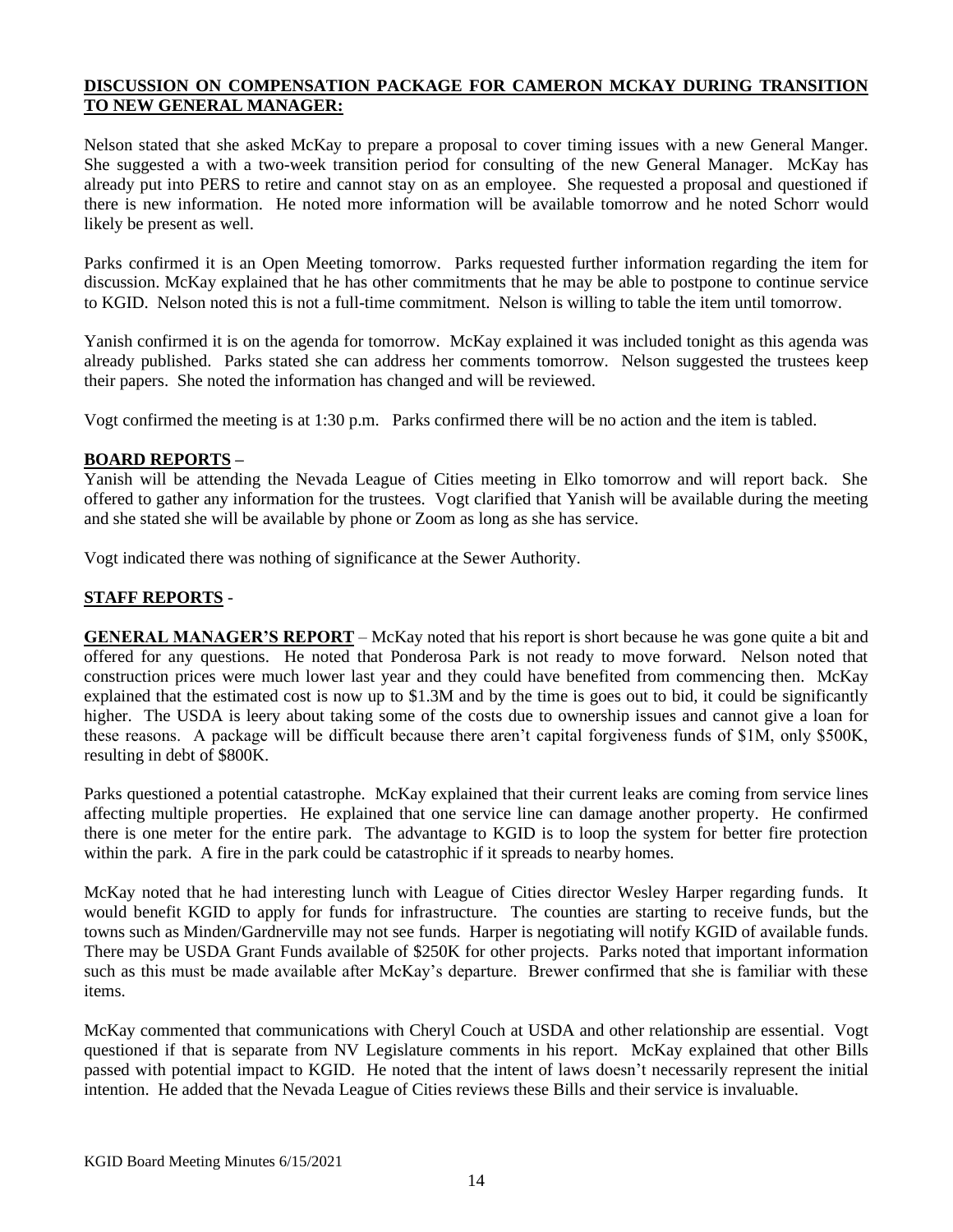**DISCUSSION ON COMPENSATION PACKAGE FOR CAMERON MCKAY DURING TRANSITION TO NEW GENERAL MANAGER:**

Nelson stated that she asked McKay to prepare a proposal to cover timing issues with a new General Manger. She suggested a with a two-week transition period for consulting of the new General Manager. McKay has already put into PERS to retire and cannot stay on as an employee. She requested a proposal and questioned if there is new information. He noted more information will be available tomorrow and he noted Schorr would likely be present as well.

Parks confirmed it is an Open Meeting tomorrow. Parks requested further information regarding the item for discussion. McKay explained that he has other commitments that he may be able to postpone to continue service to KGID. Nelson noted this is not a full-time commitment. Nelson is willing to table the item until tomorrow.

Yanish confirmed it is on the agenda for tomorrow. McKay explained it was included tonight as this agenda was already published. Parks stated she can address her comments tomorrow. Nelson suggested the trustees keep their papers. She noted the information has changed and will be reviewed.

Vogt confirmed the meeting is at 1:30 p.m. Parks confirmed there will be no action and the item is tabled.

**BOARD REPORTS –**

Yanish will be attending the Nevada League of Cities meeting in Elko tomorrow and will report back. She offered to gather any information for the trustees. Vogt clarified that Yanish will be available during the meeting and she stated she will be available by phone or Zoom as long as she has service.

Vogt indicated there was nothing of significance at the Sewer Authority.

**STAFF REPORTS** -

**GENERAL MANAGER'S REPORT** – McKay noted that his report is short because he was gone quite a bit and offered for any questions. He noted that Ponderosa Park is not ready to move forward. Nelson noted that construction prices were much lower last year and they could have benefited from commencing then. McKay explained that the estimated cost is now up to $1.3M and by the time is goes out to bid, it could be significantly higher. The USDA is leery about taking some of the costs due to ownership issues and cannot give a loan for these reasons. A package will be difficult because there aren't capital forgiveness funds of $1M, only $500K, resulting in debt of $800K.

Parks questioned a potential catastrophe. McKay explained that their current leaks are coming from service lines affecting multiple properties. He explained that one service line can damage another property. He confirmed there is one meter for the entire park. The advantage to KGID is to loop the system for better fire protection within the park. A fire in the park could be catastrophic if it spreads to nearby homes.

McKay noted that he had interesting lunch with League of Cities director Wesley Harper regarding funds. It would benefit KGID to apply for funds for infrastructure. The counties are starting to receive funds, but the towns such as Minden/Gardnerville may not see funds. Harper is negotiating will notify KGID of available funds. There may be USDA Grant Funds available of $250K for other projects. Parks noted that important information such as this must be made available after McKay's departure. Brewer confirmed that she is familiar with these items.

McKay commented that communications with Cheryl Couch at USDA and other relationship are essential. Vogt questioned if that is separate from NV Legislature comments in his report. McKay explained that other Bills passed with potential impact to KGID. He noted that the intent of laws doesn't necessarily represent the initial intention. He added that the Nevada League of Cities reviews these Bills and their service is invaluable.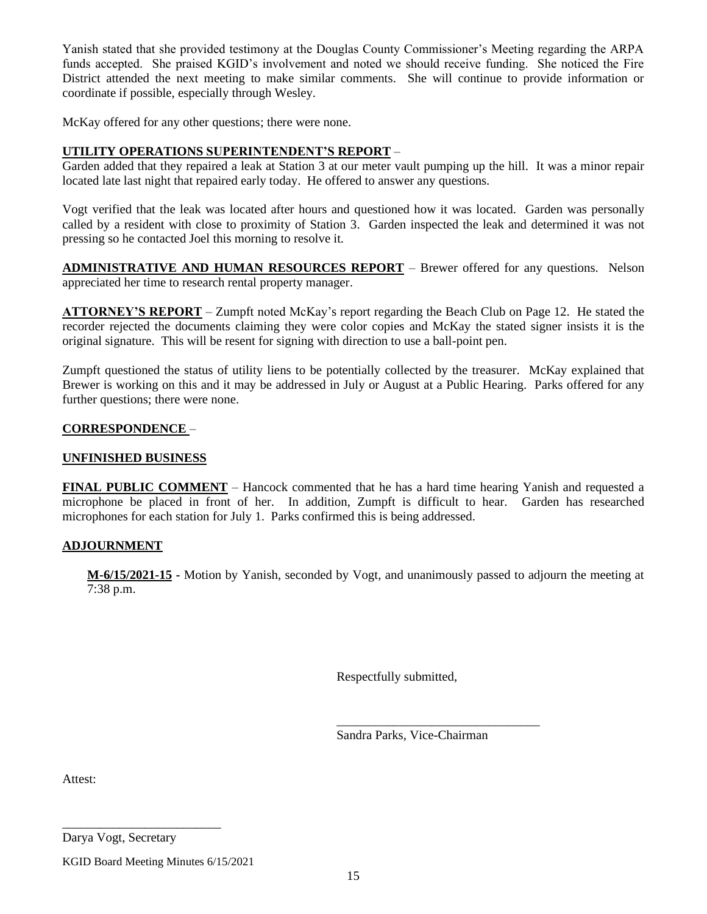Yanish stated that she provided testimony at the Douglas County Commissioner's Meeting regarding the ARPA funds accepted. She praised KGID's involvement and noted we should receive funding. She noticed the Fire District attended the next meeting to make similar comments. She will continue to provide information or coordinate if possible, especially through Wesley.

McKay offered for any other questions; there were none.

**UTILITY OPERATIONS SUPERINTENDENT'S REPORT** –
Garden added that they repaired a leak at Station 3 at our meter vault pumping up the hill. It was a minor repair located late last night that repaired early today. He offered to answer any questions.

Vogt verified that the leak was located after hours and questioned how it was located. Garden was personally called by a resident with close to proximity of Station 3. Garden inspected the leak and determined it was not pressing so he contacted Joel this morning to resolve it.

**ADMINISTRATIVE AND HUMAN RESOURCES REPORT** – Brewer offered for any questions. Nelson appreciated her time to research rental property manager.

**ATTORNEY'S REPORT** – Zumpft noted McKay's report regarding the Beach Club on Page 12. He stated the recorder rejected the documents claiming they were color copies and McKay the stated signer insists it is the original signature. This will be resent for signing with direction to use a ball-point pen.

Zumpft questioned the status of utility liens to be potentially collected by the treasurer. McKay explained that Brewer is working on this and it may be addressed in July or August at a Public Hearing. Parks offered for any further questions; there were none.

**CORRESPONDENCE** –

**UNFINISHED BUSINESS**

**FINAL PUBLIC COMMENT** – Hancock commented that he has a hard time hearing Yanish and requested a microphone be placed in front of her. In addition, Zumpft is difficult to hear. Garden has researched microphones for each station for July 1. Parks confirmed this is being addressed.

**ADJOURNMENT**

**M-6/15/2021-15** - Motion by Yanish, seconded by Vogt, and unanimously passed to adjourn the meeting at 7:38 p.m.

Respectfully submitted,

\_\_\_\_\_\_\_\_\_\_\_\_\_\_\_\_\_\_\_\_\_\_\_\_\_\_\_\_\_\_\_\_

Sandra Parks, Vice-Chairman

Attest:

\_\_\_\_\_\_\_\_\_\_\_\_\_\_\_\_\_\_\_\_\_\_\_\_\_\_

Darya Vogt, Secretary

KGID Board Meeting Minutes 6/15/2021